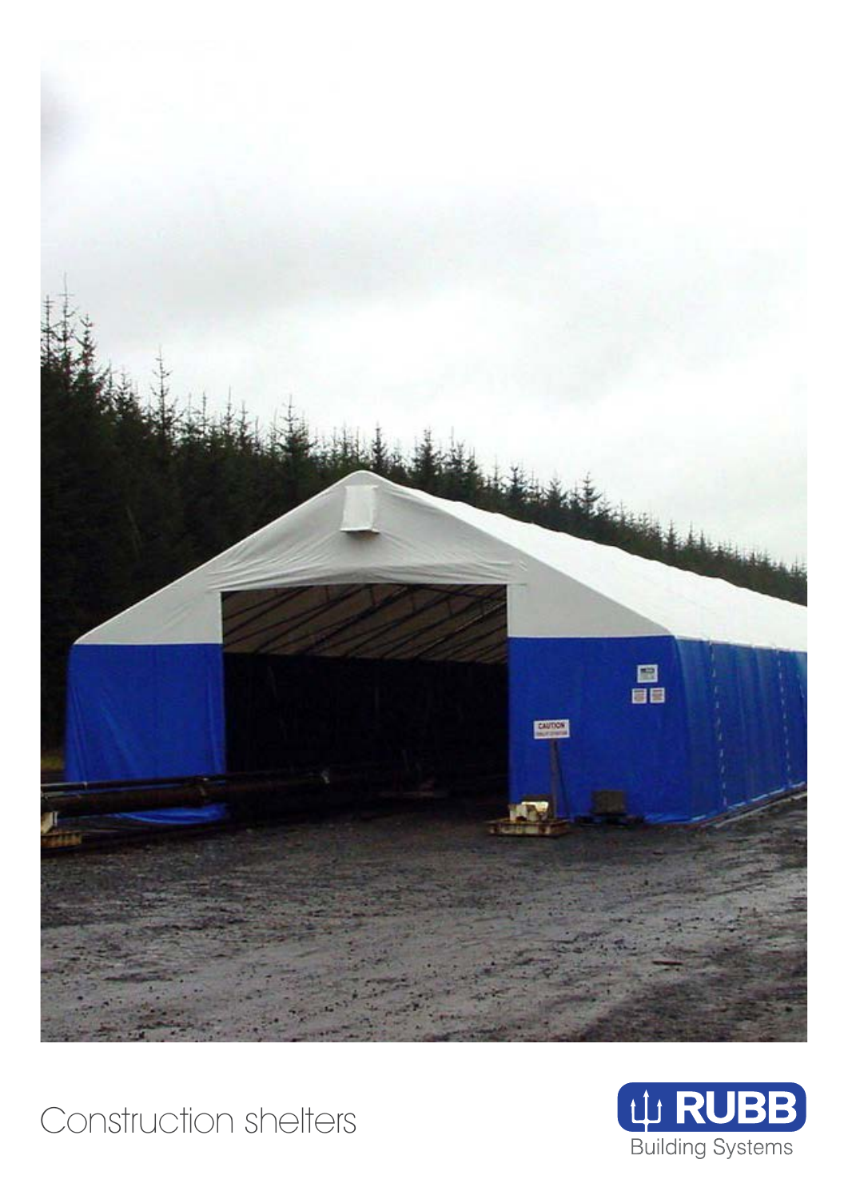# Construction shelters

RUBB Building Systems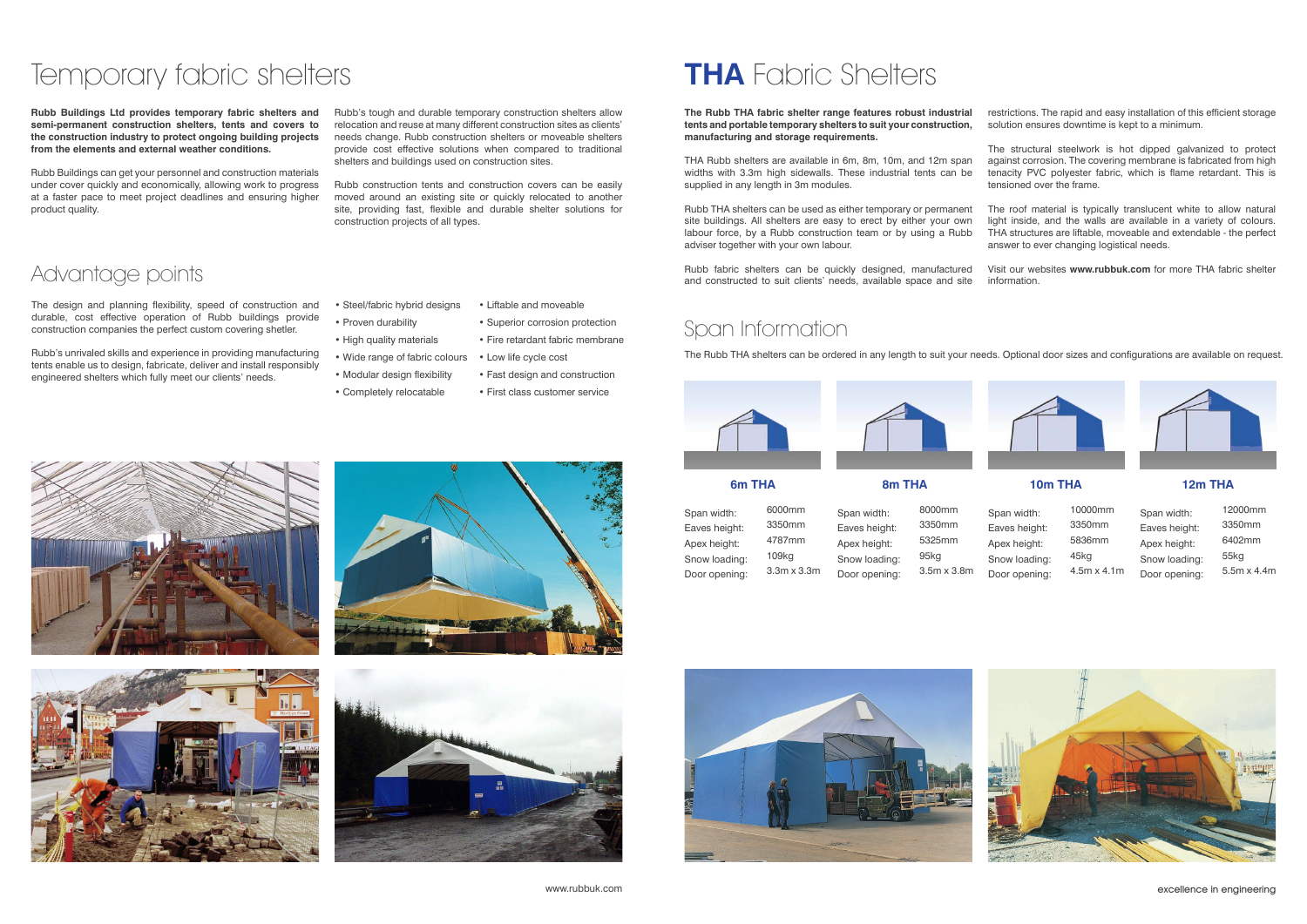# Temporary fabric shelters

**Rubb Buildings Ltd provides temporary fabric shelters and semi-permanent construction shelters, tents and covers to the construction industry to protect ongoing building projects from the elements and external weather conditions.**

Rubb Buildings can get your personnel and construction materials under cover quickly and economically, allowing work to progress at a faster pace to meet project deadlines and ensuring higher product quality.

Rubb's tough and durable temporary construction shelters allow relocation and reuse at many different construction sites as clients' needs change. Rubb construction shelters or moveable shelters provide cost effective solutions when compared to traditional shelters and buildings used on construction sites.

Rubb construction tents and construction covers can be easily moved around an existing site or quickly relocated to another site, providing fast, flexible and durable shelter solutions for construction projects of all types.

## Advantage points

The design and planning flexibility, speed of construction and durable, cost effective operation of Rubb buildings provide construction companies the perfect custom covering shelter.

Rubb's unrivaled skills and experience in providing manufacturing tents enable us to design, fabricate, deliver and install responsibly engineered shelters which fully meet our clients' needs.

- Steel/fabric hybrid designs
- Proven durability
- High quality materials
- Wide range of fabric colours
- Modular design flexibility
- Completely relocatable
- Liftable and moveable
- Superior corrosion protection
- Fire retardant fabric membrane
- Low life cycle cost
- Fast design and construction
- First class customer service

# THA Fabric Shelters

**The Rubb THA fabric shelter range features robust industrial tents and portable temporary shelters to suit your construction, manufacturing and storage requirements.**

THA Rubb shelters are available in 6m, 8m, 10m, and 12m span widths with 3.3m high sidewalls. These industrial tents can be supplied in any length in 3m modules.

Rubb THA shelters can be used as either temporary or permanent site buildings. All shelters are easy to erect by either your own labour force, by a Rubb construction team or by using a Rubb adviser together with your own labour.

Rubb fabric shelters can be quickly designed, manufactured and constructed to suit clients' needs, available space and site restrictions. The rapid and easy installation of this efficient storage solution ensures downtime is kept to a minimum.

The structural steelwork is hot dipped galvanized to protect against corrosion. The covering membrane is fabricated from high tenacity PVC polyester fabric, which is flame retardant. This is tensioned over the frame.

The roof material is typically translucent white to allow natural light inside, and the walls are available in a variety of colours. THA structures are liftable, moveable and extendable - the perfect answer to ever changing logistical needs.

Visit our websites **www.rubbuk.com** for more THA fabric shelter information.

## Span Information

The Rubb THA shelters can be ordered in any length to suit your needs. Optional door sizes and configurations are available on request.

| | 6m THA | 8m THA | 10m THA | 12m THA |
|---|---|---|---|---|
| Span width: | 6000mm | 8000mm | 10000mm | 12000mm |
| Eaves height: | 3350mm | 3350mm | 3350mm | 3350mm |
| Apex height: | 4787mm | 5325mm | 5836mm | 6402mm |
| Snow loading: | 109kg | 95kg | 45kg | 55kg |
| Door opening: | 3.3m x 3.3m | 3.5m x 3.8m | 4.5m x 4.1m | 5.5m x 4.4m |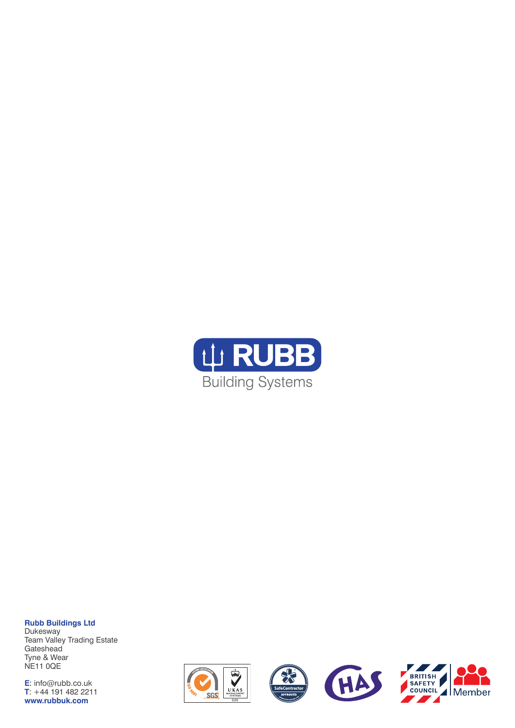RUBB

Building Systems

**Rubb Buildings Ltd**
Dukesway
Team Valley Trading Estate
Gateshead
Tyne & Wear
NE11 0QE

**E**: info@rubb.co.uk
**T**: +44 191 482 2211
**www.rubbuk.com**